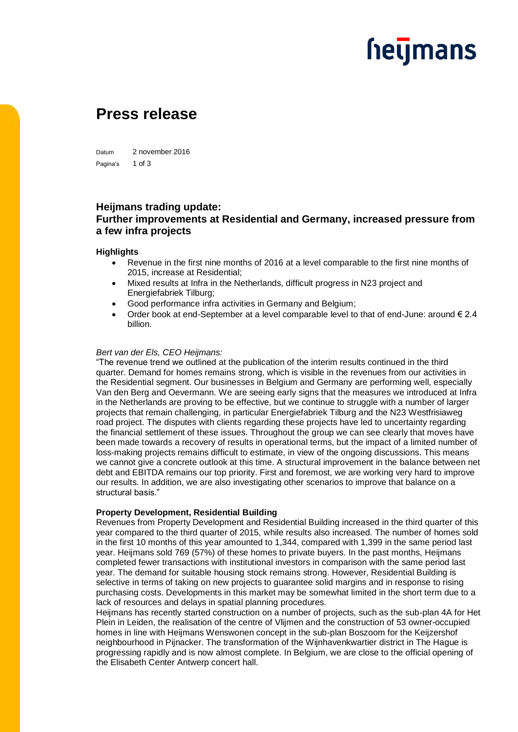# Press release

Datum 2 november 2016

## Heijmans trading update:
## Further improvements at Residential and Germany, increased pressure from a few infra projects

**Highlights**

- Revenue in the first nine months of 2016 at a level comparable to the first nine months of 2015, increase at Residential;
- Mixed results at Infra in the Netherlands, difficult progress in N23 project and Energiefabriek Tilburg;
- Good performance infra activities in Germany and Belgium;
- Order book at end-September at a level comparable level to that of end-June: around € 2.4 billion.

*Bert van der Els, CEO Heijmans:*

"The revenue trend we outlined at the publication of the interim results continued in the third quarter. Demand for homes remains strong, which is visible in the revenues from our activities in the Residential segment. Our businesses in Belgium and Germany are performing well, especially Van den Berg and Oevermann. We are seeing early signs that the measures we introduced at Infra in the Netherlands are proving to be effective, but we continue to struggle with a number of larger projects that remain challenging, in particular Energiefabriek Tilburg and the N23 Westfrisiaweg road project. The disputes with clients regarding these projects have led to uncertainty regarding the financial settlement of these issues. Throughout the group we can see clearly that moves have been made towards a recovery of results in operational terms, but the impact of a limited number of loss-making projects remains difficult to estimate, in view of the ongoing discussions. This means we cannot give a concrete outlook at this time. A structural improvement in the balance between net debt and EBITDA remains our top priority. First and foremost, we are working very hard to improve our results. In addition, we are also investigating other scenarios to improve that balance on a structural basis."

**Property Development, Residential Building**

Revenues from Property Development and Residential Building increased in the third quarter of this year compared to the third quarter of 2015, while results also increased. The number of homes sold in the first 10 months of this year amounted to 1,344, compared with 1,399 in the same period last year. Heijmans sold 769 (57%) of these homes to private buyers. In the past months, Heijmans completed fewer transactions with institutional investors in comparison with the same period last year. The demand for suitable housing stock remains strong. However, Residential Building is selective in terms of taking on new projects to guarantee solid margins and in response to rising purchasing costs. Developments in this market may be somewhat limited in the short term due to a lack of resources and delays in spatial planning procedures.

Heijmans has recently started construction on a number of projects, such as the sub-plan 4A for Het Plein in Leiden, the realisation of the centre of Vlijmen and the construction of 53 owner-occupied homes in line with Heijmans Wenswonen concept in the sub-plan Boszoom for the Keijzershof neighbourhood in Pijnacker. The transformation of the Wijnhavenkwartier district in The Hague is progressing rapidly and is now almost complete. In Belgium, we are close to the official opening of the Elisabeth Center Antwerp concert hall.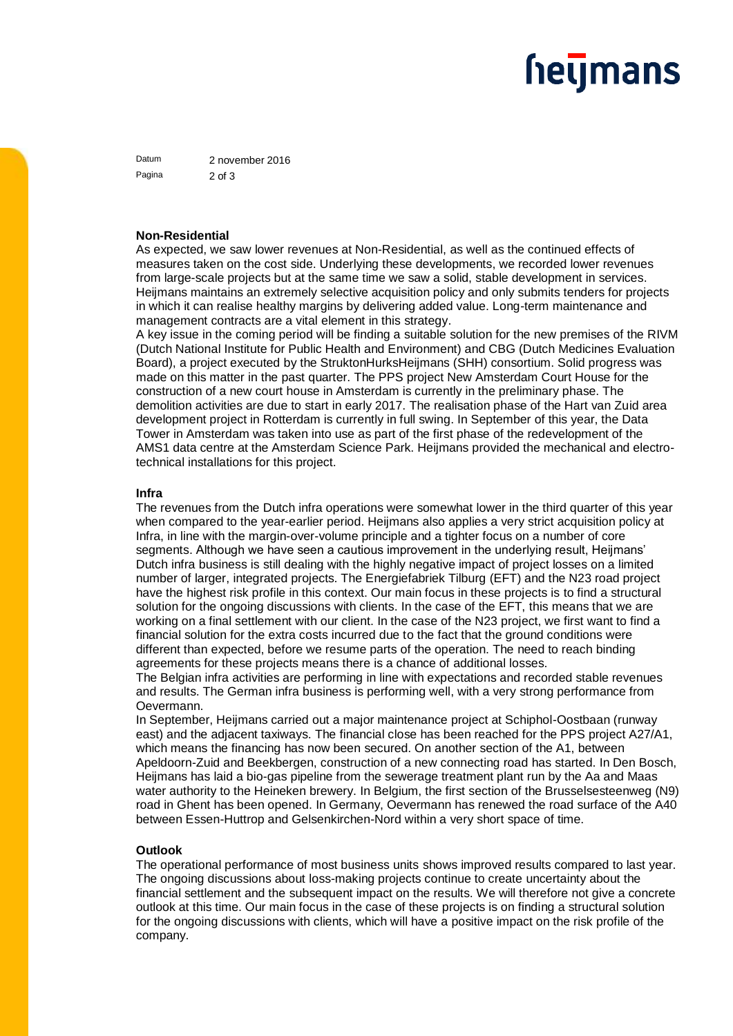### Non-Residential

As expected, we saw lower revenues at Non-Residential, as well as the continued effects of measures taken on the cost side. Underlying these developments, we recorded lower revenues from large-scale projects but at the same time we saw a solid, stable development in services. Heijmans maintains an extremely selective acquisition policy and only submits tenders for projects in which it can realise healthy margins by delivering added value. Long-term maintenance and management contracts are a vital element in this strategy.

A key issue in the coming period will be finding a suitable solution for the new premises of the RIVM (Dutch National Institute for Public Health and Environment) and CBG (Dutch Medicines Evaluation Board), a project executed by the StruktonHurksHeijmans (SHH) consortium. Solid progress was made on this matter in the past quarter. The PPS project New Amsterdam Court House for the construction of a new court house in Amsterdam is currently in the preliminary phase. The demolition activities are due to start in early 2017. The realisation phase of the Hart van Zuid area development project in Rotterdam is currently in full swing. In September of this year, the Data Tower in Amsterdam was taken into use as part of the first phase of the redevelopment of the AMS1 data centre at the Amsterdam Science Park. Heijmans provided the mechanical and electro-technical installations for this project.

### Infra

The revenues from the Dutch infra operations were somewhat lower in the third quarter of this year when compared to the year-earlier period. Heijmans also applies a very strict acquisition policy at Infra, in line with the margin-over-volume principle and a tighter focus on a number of core segments. Although we have seen a cautious improvement in the underlying result, Heijmans' Dutch infra business is still dealing with the highly negative impact of project losses on a limited number of larger, integrated projects. The Energiefabriek Tilburg (EFT) and the N23 road project have the highest risk profile in this context. Our main focus in these projects is to find a structural solution for the ongoing discussions with clients. In the case of the EFT, this means that we are working on a final settlement with our client. In the case of the N23 project, we first want to find a financial solution for the extra costs incurred due to the fact that the ground conditions were different than expected, before we resume parts of the operation. The need to reach binding agreements for these projects means there is a chance of additional losses.

The Belgian infra activities are performing in line with expectations and recorded stable revenues and results. The German infra business is performing well, with a very strong performance from Oevermann.

In September, Heijmans carried out a major maintenance project at Schiphol-Oostbaan (runway east) and the adjacent taxiways. The financial close has been reached for the PPS project A27/A1, which means the financing has now been secured. On another section of the A1, between Apeldoorn-Zuid and Beekbergen, construction of a new connecting road has started. In Den Bosch, Heijmans has laid a bio-gas pipeline from the sewerage treatment plant run by the Aa and Maas water authority to the Heineken brewery. In Belgium, the first section of the Brusselsesteenweg (N9) road in Ghent has been opened. In Germany, Oevermann has renewed the road surface of the A40 between Essen-Huttrop and Gelsenkirchen-Nord within a very short space of time.

### Outlook

The operational performance of most business units shows improved results compared to last year. The ongoing discussions about loss-making projects continue to create uncertainty about the financial settlement and the subsequent impact on the results. We will therefore not give a concrete outlook at this time. Our main focus in the case of these projects is on finding a structural solution for the ongoing discussions with clients, which will have a positive impact on the risk profile of the company.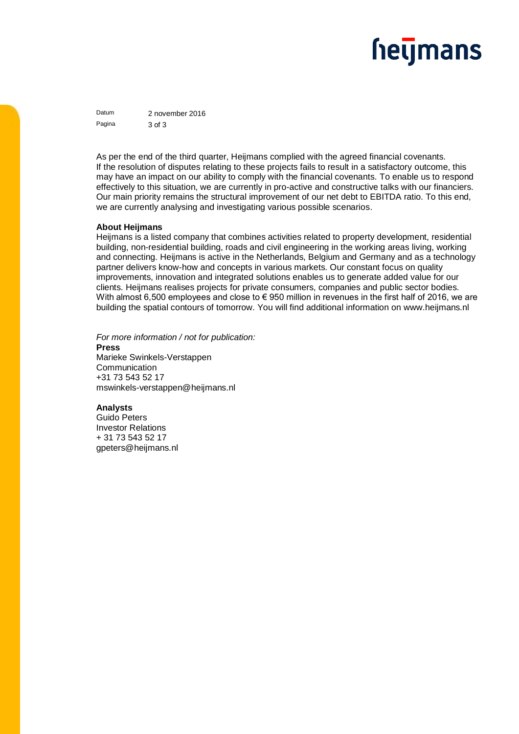As per the end of the third quarter, Heijmans complied with the agreed financial covenants. If the resolution of disputes relating to these projects fails to result in a satisfactory outcome, this may have an impact on our ability to comply with the financial covenants. To enable us to respond effectively to this situation, we are currently in pro-active and constructive talks with our financiers. Our main priority remains the structural improvement of our net debt to EBITDA ratio. To this end, we are currently analysing and investigating various possible scenarios.

**About Heijmans**

Heijmans is a listed company that combines activities related to property development, residential building, non-residential building, roads and civil engineering in the working areas living, working and connecting. Heijmans is active in the Netherlands, Belgium and Germany and as a technology partner delivers know-how and concepts in various markets. Our constant focus on quality improvements, innovation and integrated solutions enables us to generate added value for our clients. Heijmans realises projects for private consumers, companies and public sector bodies. With almost 6,500 employees and close to € 950 million in revenues in the first half of 2016, we are building the spatial contours of tomorrow. You will find additional information on www.heijmans.nl

*For more information / not for publication:*

**Press**
Marieke Swinkels-Verstappen
Communication
+31 73 543 52 17
mswinkels-verstappen@heijmans.nl

**Analysts**
Guido Peters
Investor Relations
+ 31 73 543 52 17
gpeters@heijmans.nl